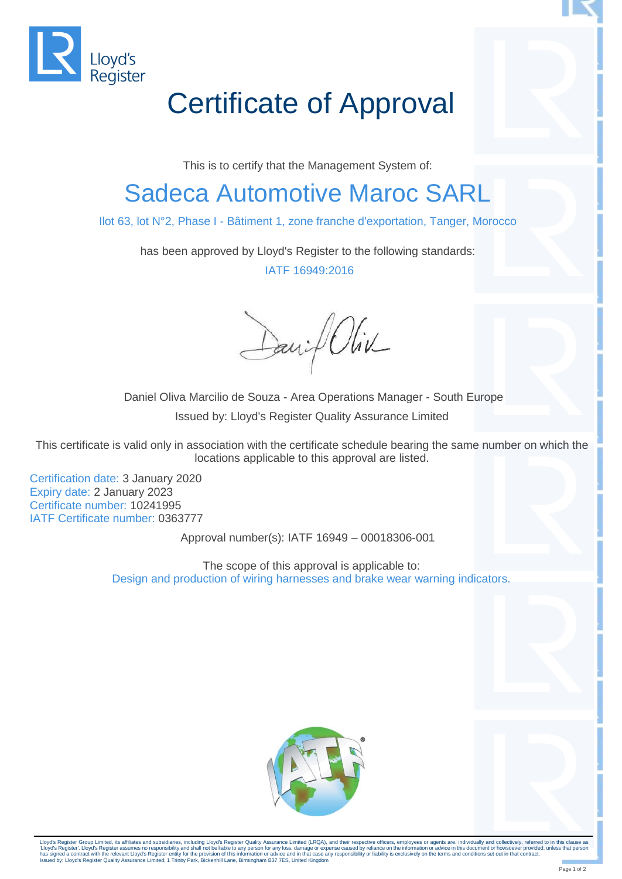Lloyd's Register

# Certificate of Approval

This is to certify that the Management System of:

## Sadeca Automotive Maroc SARL

Ilot 63, lot N°2, Phase I - Bâtiment 1, zone franche d'exportation, Tanger, Morocco

has been approved by Lloyd's Register to the following standards:

IATF 16949:2016

Daniel Oliva Marcilio de Souza - Area Operations Manager - South Europe

Issued by: Lloyd's Register Quality Assurance Limited

This certificate is valid only in association with the certificate schedule bearing the same number on which the locations applicable to this approval are listed.

Certification date: 3 January 2020
Expiry date: 2 January 2023
Certificate number: 10241995
IATF Certificate number: 0363777

Approval number(s): IATF 16949 – 00018306-001

The scope of this approval is applicable to:
Design and production of wiring harnesses and brake wear warning indicators.

Lloyd's Register Group Limited, its affiliates and subsidiaries, including Lloyd's Register Quality Assurance Limited (LRQA), and their respective officers, employees or agents are, individually and collectively, referred to in this clause as 'Lloyd's Register'. Lloyd's Register assumes no responsibility and shall not be liable to any person for any loss, damage or expense caused by reliance on the information or advice in this document or howsoever provided, unless that person has signed a contract with the relevant Lloyd's Register entity for the provision of this information or advice and in that case any responsibility or liability is exclusively on the terms and conditions set out in that contract.
Issued by: Lloyd's Register Quality Assurance Limited, 1 Trinity Park, Bickenhill Lane, Birmingham B37 7ES, United Kingdom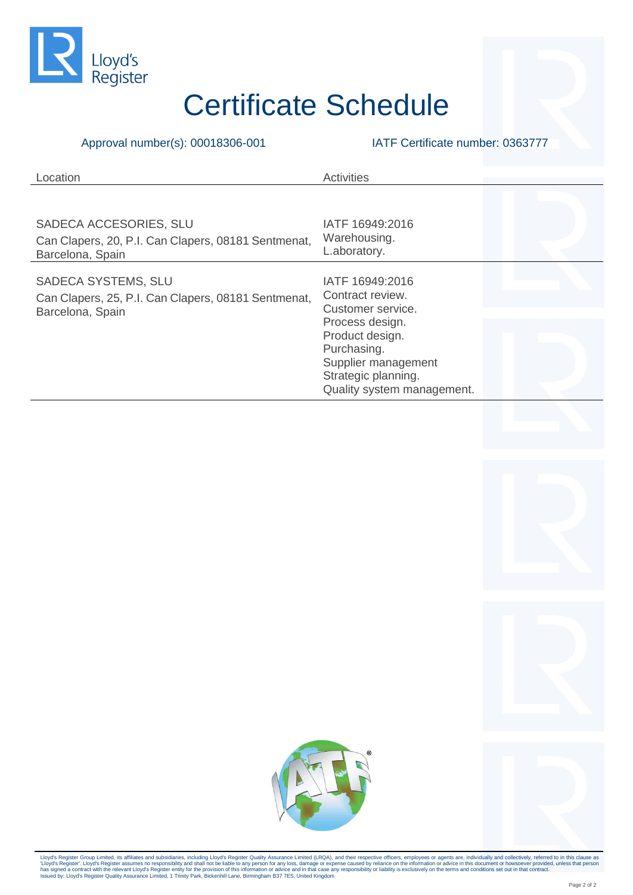Lloyd's Register

# Certificate Schedule

Approval number(s): 00018306-001 IATF Certificate number: 0363777

| Location | Activities |
| --- | --- |
| SADECA ACCESORIES, SLU<br>Can Clapers, 20, P.I. Can Clapers, 08181 Sentmenat, Barcelona, Spain | IATF 16949:2016<br>Warehousing.<br>L.aboratory. |
| SADECA SYSTEMS, SLU<br>Can Clapers, 25, P.I. Can Clapers, 08181 Sentmenat, Barcelona, Spain | IATF 16949:2016<br>Contract review.<br>Customer service.<br>Process design.<br>Product design.<br>Purchasing.<br>Supplier management<br>Strategic planning.<br>Quality system management. |

Lloyd's Register Group Limited, its affiliates and subsidiaries, including Lloyd's Register Quality Assurance Limited (LRQA), and their respective officers, employees or agents are, individually and collectively, referred to in this clause as 'Lloyd's Register'. Lloyd's Register assumes no responsibility and shall not be liable to any person for any loss, damage or expense caused by reliance on the information or advice in this document or howsoever provided, unless that person has signed a contract with the relevant Lloyd's Register entity for the provision of this information or advice and in that case any responsibility or liability is exclusively on the terms and conditions set out in that contract.
Issued by: Lloyd's Register Quality Assurance Limited, 1 Trinity Park, Bickenhill Lane, Birmingham B37 7ES, United Kingdom